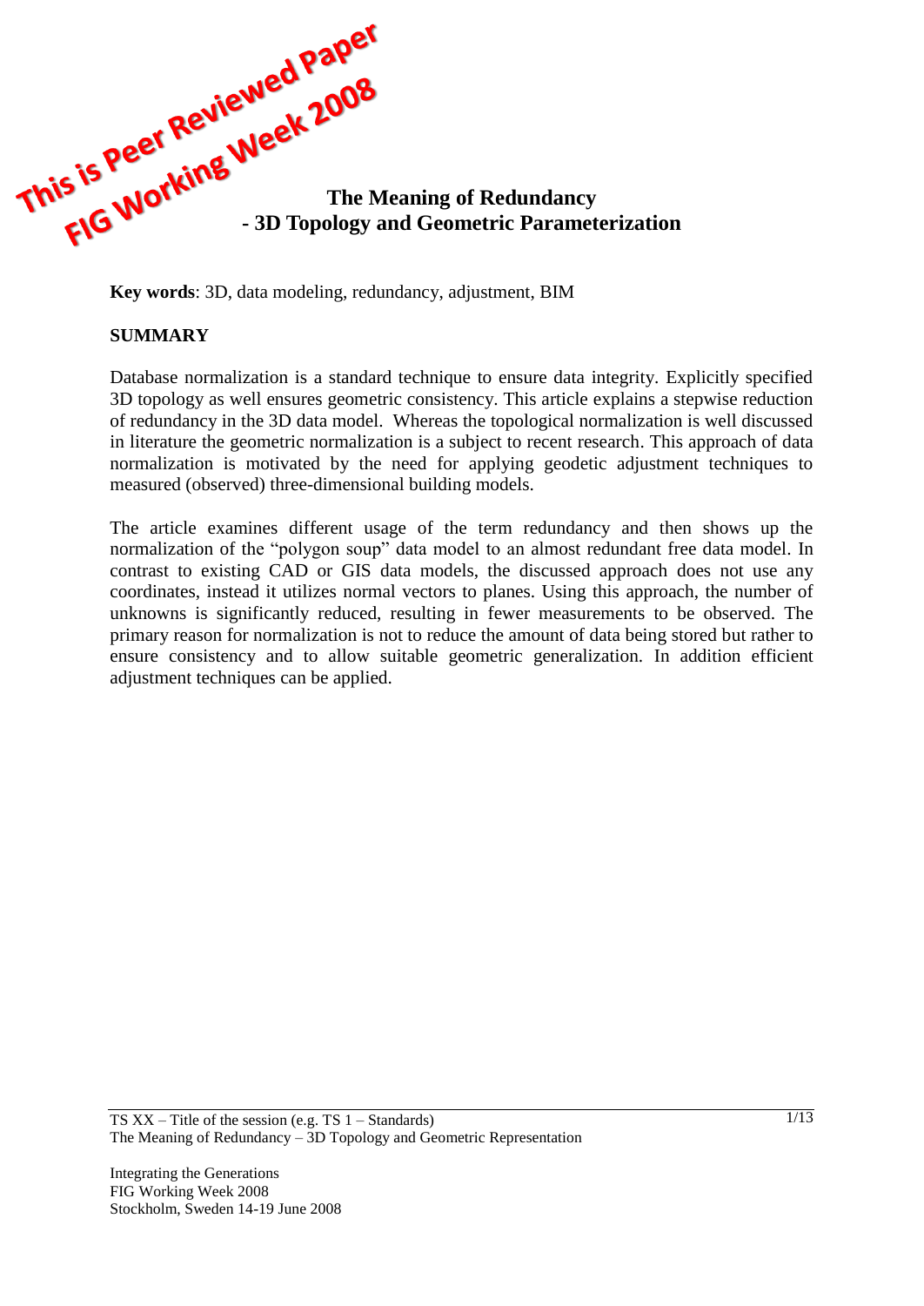This is Peer Reviewed Paper
FIG Working Week 2008

# The Meaning of Redundancy - 3D Topology and Geometric Parameterization

**Key words**: 3D, data modeling, redundancy, adjustment, BIM

## SUMMARY

Database normalization is a standard technique to ensure data integrity. Explicitly specified 3D topology as well ensures geometric consistency. This article explains a stepwise reduction of redundancy in the 3D data model. Whereas the topological normalization is well discussed in literature the geometric normalization is a subject to recent research. This approach of data normalization is motivated by the need for applying geodetic adjustment techniques to measured (observed) three-dimensional building models.

The article examines different usage of the term redundancy and then shows up the normalization of the "polygon soup" data model to an almost redundant free data model. In contrast to existing CAD or GIS data models, the discussed approach does not use any coordinates, instead it utilizes normal vectors to planes. Using this approach, the number of unknowns is significantly reduced, resulting in fewer measurements to be observed. The primary reason for normalization is not to reduce the amount of data being stored but rather to ensure consistency and to allow suitable geometric generalization. In addition efficient adjustment techniques can be applied.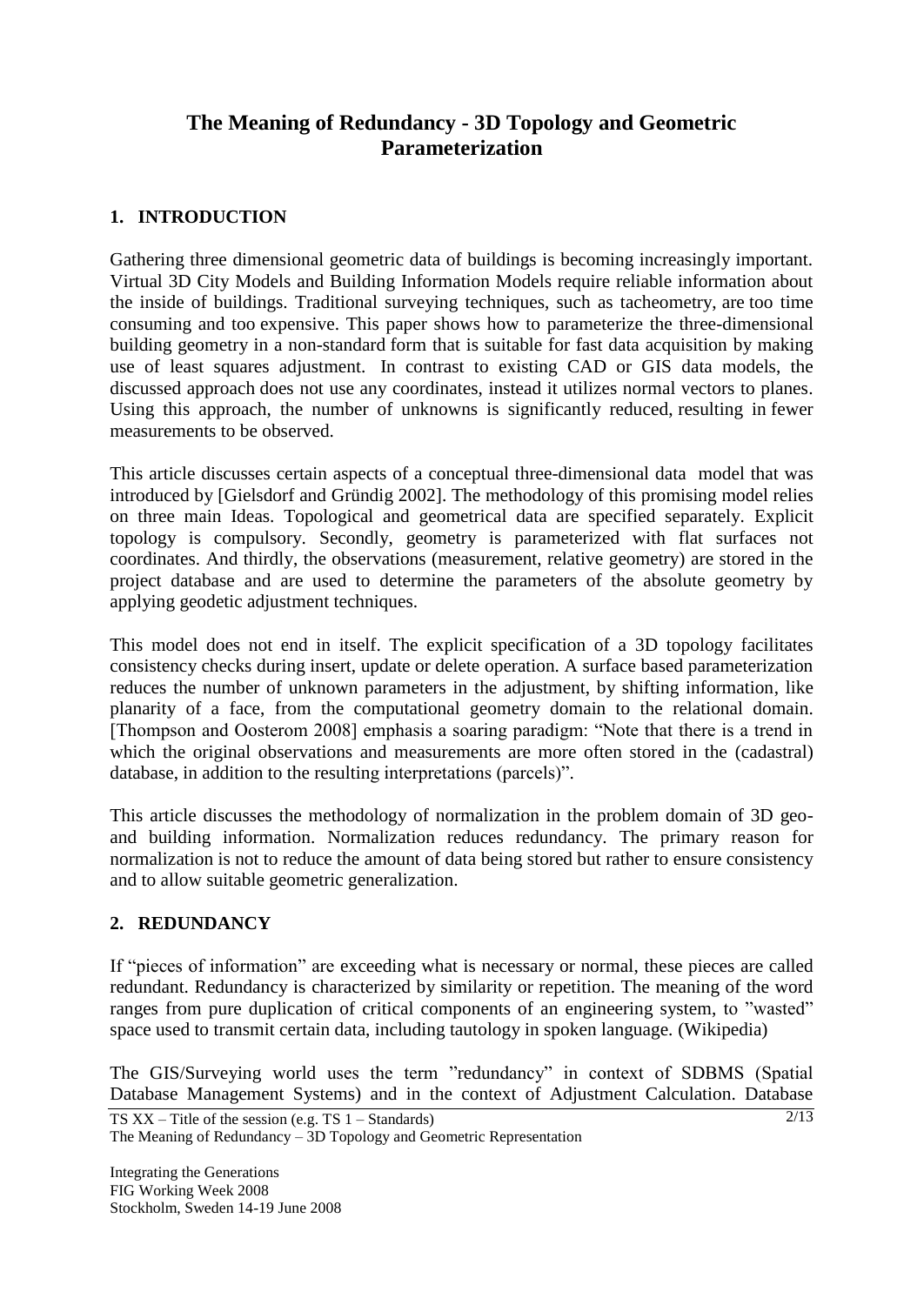# The Meaning of Redundancy - 3D Topology and Geometric Parameterization

## 1. INTRODUCTION

Gathering three dimensional geometric data of buildings is becoming increasingly important. Virtual 3D City Models and Building Information Models require reliable information about the inside of buildings. Traditional surveying techniques, such as tacheometry, are too time consuming and too expensive. This paper shows how to parameterize the three-dimensional building geometry in a non-standard form that is suitable for fast data acquisition by making use of least squares adjustment. In contrast to existing CAD or GIS data models, the discussed approach does not use any coordinates, instead it utilizes normal vectors to planes. Using this approach, the number of unknowns is significantly reduced, resulting in fewer measurements to be observed.

This article discusses certain aspects of a conceptual three-dimensional data model that was introduced by [Gielsdorf and Gründig 2002]. The methodology of this promising model relies on three main Ideas. Topological and geometrical data are specified separately. Explicit topology is compulsory. Secondly, geometry is parameterized with flat surfaces not coordinates. And thirdly, the observations (measurement, relative geometry) are stored in the project database and are used to determine the parameters of the absolute geometry by applying geodetic adjustment techniques.

This model does not end in itself. The explicit specification of a 3D topology facilitates consistency checks during insert, update or delete operation. A surface based parameterization reduces the number of unknown parameters in the adjustment, by shifting information, like planarity of a face, from the computational geometry domain to the relational domain. [Thompson and Oosterom 2008] emphasis a soaring paradigm: "Note that there is a trend in which the original observations and measurements are more often stored in the (cadastral) database, in addition to the resulting interpretations (parcels)".

This article discusses the methodology of normalization in the problem domain of 3D geo- and building information. Normalization reduces redundancy. The primary reason for normalization is not to reduce the amount of data being stored but rather to ensure consistency and to allow suitable geometric generalization.

## 2. REDUNDANCY

If "pieces of information" are exceeding what is necessary or normal, these pieces are called redundant. Redundancy is characterized by similarity or repetition. The meaning of the word ranges from pure duplication of critical components of an engineering system, to "wasted" space used to transmit certain data, including tautology in spoken language. (Wikipedia)

The GIS/Surveying world uses the term "redundancy" in context of SDBMS (Spatial Database Management Systems) and in the context of Adjustment Calculation. Database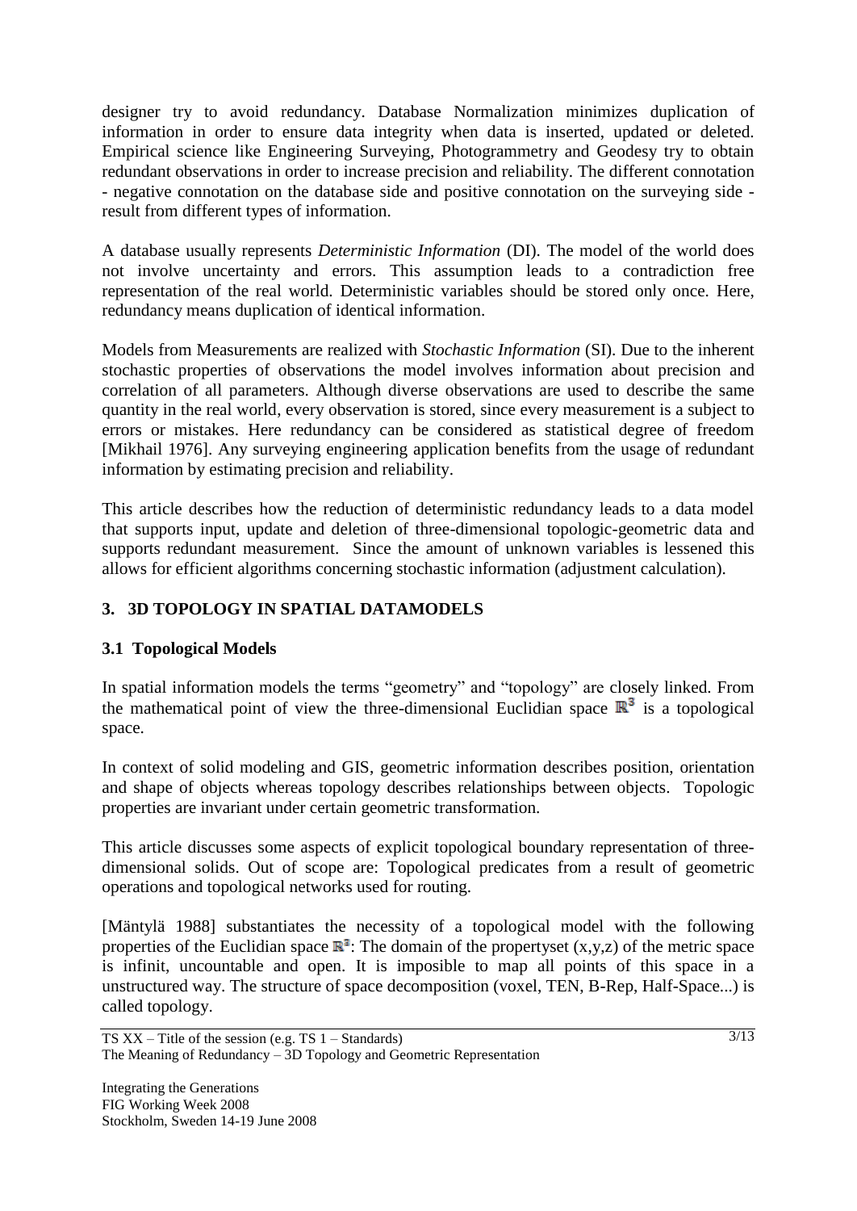designer try to avoid redundancy. Database Normalization minimizes duplication of information in order to ensure data integrity when data is inserted, updated or deleted. Empirical science like Engineering Surveying, Photogrammetry and Geodesy try to obtain redundant observations in order to increase precision and reliability. The different connotation - negative connotation on the database side and positive connotation on the surveying side - result from different types of information.

A database usually represents *Deterministic Information* (DI). The model of the world does not involve uncertainty and errors. This assumption leads to a contradiction free representation of the real world. Deterministic variables should be stored only once. Here, redundancy means duplication of identical information.

Models from Measurements are realized with *Stochastic Information* (SI). Due to the inherent stochastic properties of observations the model involves information about precision and correlation of all parameters. Although diverse observations are used to describe the same quantity in the real world, every observation is stored, since every measurement is a subject to errors or mistakes. Here redundancy can be considered as statistical degree of freedom [Mikhail 1976]. Any surveying engineering application benefits from the usage of redundant information by estimating precision and reliability.

This article describes how the reduction of deterministic redundancy leads to a data model that supports input, update and deletion of three-dimensional topologic-geometric data and supports redundant measurement. Since the amount of unknown variables is lessened this allows for efficient algorithms concerning stochastic information (adjustment calculation).

## 3. 3D TOPOLOGY IN SPATIAL DATAMODELS

### 3.1 Topological Models

In spatial information models the terms "geometry" and "topology" are closely linked. From the mathematical point of view the three-dimensional Euclidian space $\mathbb{R}^3$ is a topological space.

In context of solid modeling and GIS, geometric information describes position, orientation and shape of objects whereas topology describes relationships between objects. Topologic properties are invariant under certain geometric transformation.

This article discusses some aspects of explicit topological boundary representation of three-dimensional solids. Out of scope are: Topological predicates from a result of geometric operations and topological networks used for routing.

[Mäntylä 1988] substantiates the necessity of a topological model with the following properties of the Euclidian space $\mathbb{R}^3$: The domain of the propertyset (x,y,z) of the metric space is infinit, uncountable and open. It is imposible to map all points of this space in a unstructured way. The structure of space decomposition (voxel, TEN, B-Rep, Half-Space...) is called topology.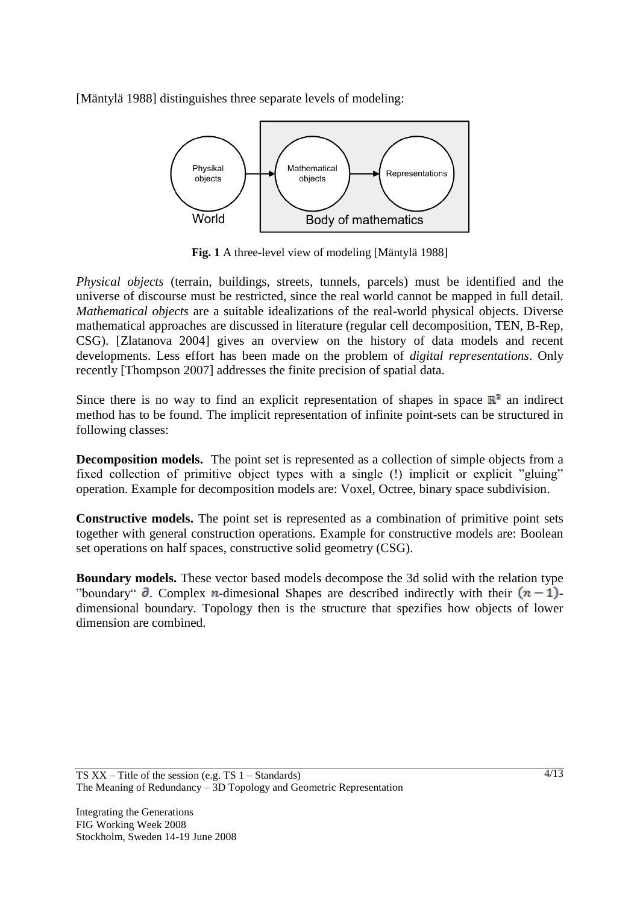[Mäntylä 1988] distinguishes three separate levels of modeling:

**Fig. 1** A three-level view of modeling [Mäntylä 1988]

*Physical objects* (terrain, buildings, streets, tunnels, parcels) must be identified and the universe of discourse must be restricted, since the real world cannot be mapped in full detail. *Mathematical objects* are a suitable idealizations of the real-world physical objects. Diverse mathematical approaches are discussed in literature (regular cell decomposition, TEN, B-Rep, CSG). [Zlatanova 2004] gives an overview on the history of data models and recent developments. Less effort has been made on the problem of *digital representations*. Only recently [Thompson 2007] addresses the finite precision of spatial data.

Since there is no way to find an explicit representation of shapes in space $\mathbb{R}^3$ an indirect method has to be found. The implicit representation of infinite point-sets can be structured in following classes:

**Decomposition models.** The point set is represented as a collection of simple objects from a fixed collection of primitive object types with a single (!) implicit or explicit "gluing" operation. Example for decomposition models are: Voxel, Octree, binary space subdivision.

**Constructive models.** The point set is represented as a combination of primitive point sets together with general construction operations. Example for constructive models are: Boolean set operations on half spaces, constructive solid geometry (CSG).

**Boundary models.** These vector based models decompose the 3d solid with the relation type "boundary" $\partial$. Complex $n$-dimesional Shapes are described indirectly with their $(n-1)$-dimensional boundary. Topology then is the structure that spezifies how objects of lower dimension are combined.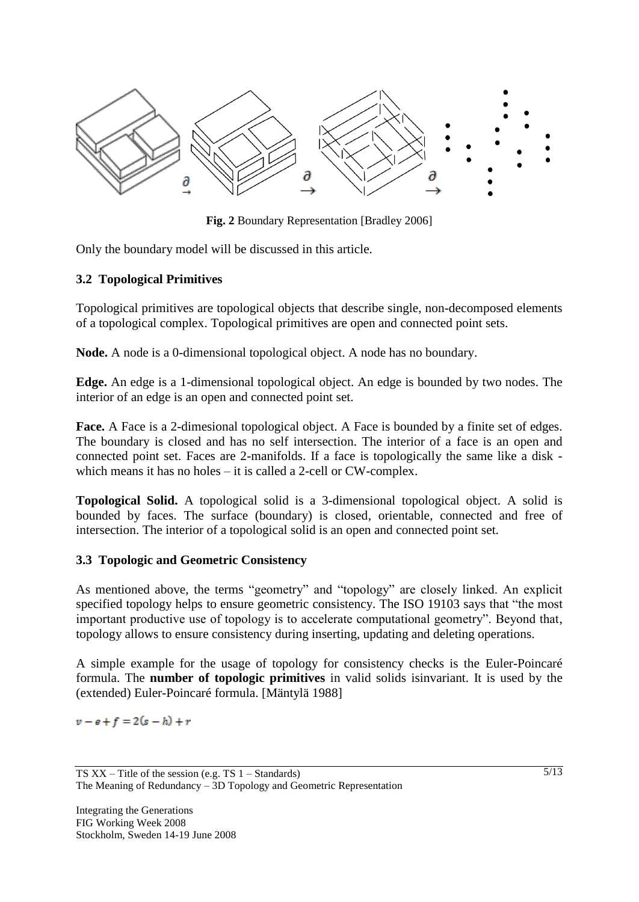**Fig. 2** Boundary Representation [Bradley 2006]

Only the boundary model will be discussed in this article.

### 3.2 Topological Primitives

Topological primitives are topological objects that describe single, non-decomposed elements of a topological complex. Topological primitives are open and connected point sets.

**Node.** A node is a 0-dimensional topological object. A node has no boundary.

**Edge.** An edge is a 1-dimensional topological object. An edge is bounded by two nodes. The interior of an edge is an open and connected point set.

**Face.** A Face is a 2-dimesional topological object. A Face is bounded by a finite set of edges. The boundary is closed and has no self intersection. The interior of a face is an open and connected point set. Faces are 2-manifolds. If a face is topologically the same like a disk - which means it has no holes – it is called a 2-cell or CW-complex.

**Topological Solid.** A topological solid is a 3-dimensional topological object. A solid is bounded by faces. The surface (boundary) is closed, orientable, connected and free of intersection. The interior of a topological solid is an open and connected point set.

### 3.3 Topologic and Geometric Consistency

As mentioned above, the terms "geometry" and "topology" are closely linked. An explicit specified topology helps to ensure geometric consistency. The ISO 19103 says that "the most important productive use of topology is to accelerate computational geometry". Beyond that, topology allows to ensure consistency during inserting, updating and deleting operations.

A simple example for the usage of topology for consistency checks is the Euler-Poincaré formula. The **number of topologic primitives** in valid solids isinvariant. It is used by the (extended) Euler-Poincaré formula. [Mäntylä 1988]

$$v - e + f = 2(s - h) + r$$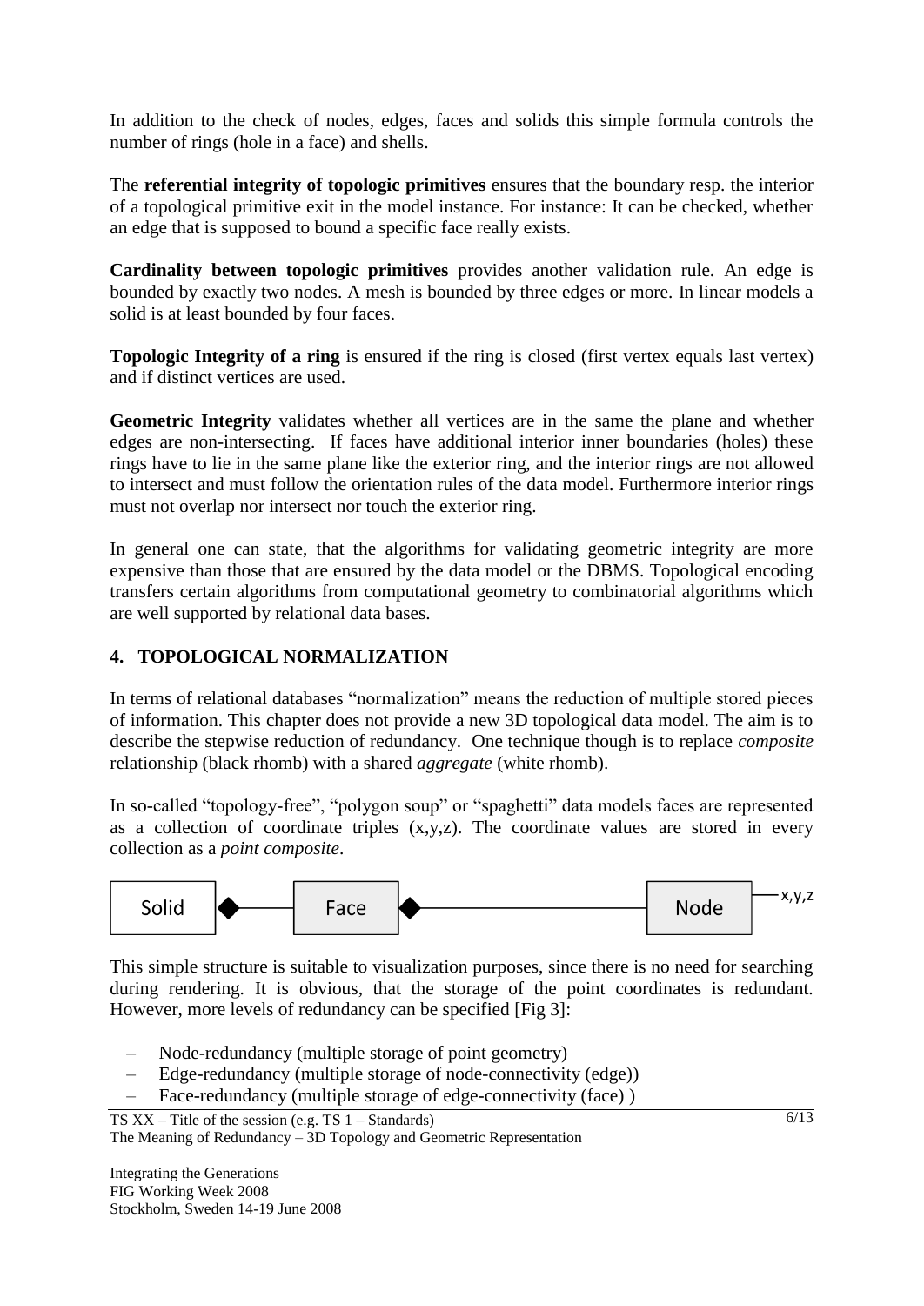In addition to the check of nodes, edges, faces and solids this simple formula controls the number of rings (hole in a face) and shells.

The **referential integrity of topologic primitives** ensures that the boundary resp. the interior of a topological primitive exit in the model instance. For instance: It can be checked, whether an edge that is supposed to bound a specific face really exists.

**Cardinality between topologic primitives** provides another validation rule. An edge is bounded by exactly two nodes. A mesh is bounded by three edges or more. In linear models a solid is at least bounded by four faces.

**Topologic Integrity of a ring** is ensured if the ring is closed (first vertex equals last vertex) and if distinct vertices are used.

**Geometric Integrity** validates whether all vertices are in the same the plane and whether edges are non-intersecting. If faces have additional interior inner boundaries (holes) these rings have to lie in the same plane like the exterior ring, and the interior rings are not allowed to intersect and must follow the orientation rules of the data model. Furthermore interior rings must not overlap nor intersect nor touch the exterior ring.

In general one can state, that the algorithms for validating geometric integrity are more expensive than those that are ensured by the data model or the DBMS. Topological encoding transfers certain algorithms from computational geometry to combinatorial algorithms which are well supported by relational data bases.

## 4. TOPOLOGICAL NORMALIZATION

In terms of relational databases "normalization" means the reduction of multiple stored pieces of information. This chapter does not provide a new 3D topological data model. The aim is to describe the stepwise reduction of redundancy. One technique though is to replace *composite* relationship (black rhomb) with a shared *aggregate* (white rhomb).

In so-called "topology-free", "polygon soup" or "spaghetti" data models faces are represented as a collection of coordinate triples (x,y,z). The coordinate values are stored in every collection as a *point composite*.

Solid ◆— Face ◆— Node — x,y,z

This simple structure is suitable to visualization purposes, since there is no need for searching during rendering. It is obvious, that the storage of the point coordinates is redundant. However, more levels of redundancy can be specified [Fig 3]:

- Node-redundancy (multiple storage of point geometry)
- Edge-redundancy (multiple storage of node-connectivity (edge))
- Face-redundancy (multiple storage of edge-connectivity (face) )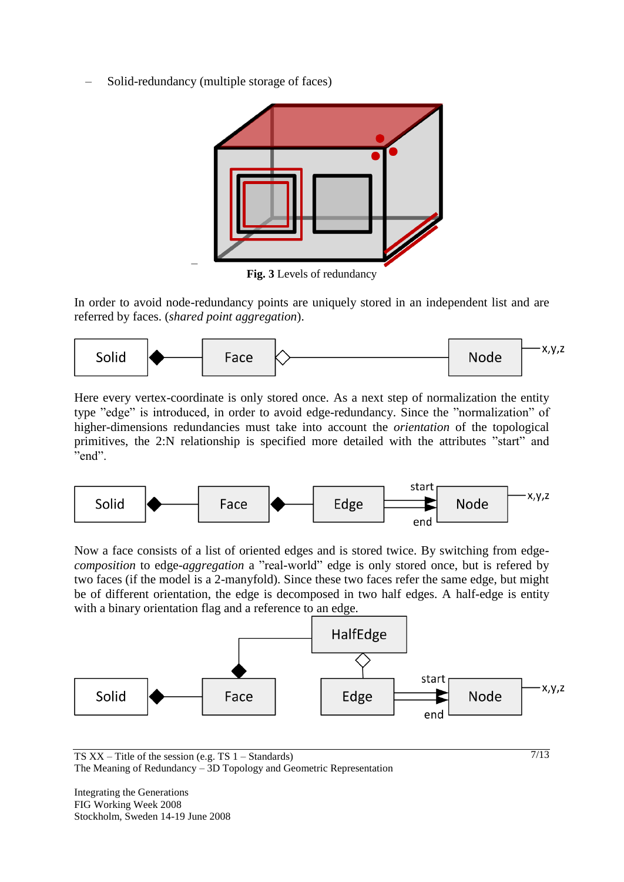– Solid-redundancy (multiple storage of faces)

**Fig. 3** Levels of redundancy

In order to avoid node-redundancy points are uniquely stored in an independent list and are referred by faces. (*shared point aggregation*).

Solid — Face — Node — x,y,z

Here every vertex-coordinate is only stored once. As a next step of normalization the entity type "edge" is introduced, in order to avoid edge-redundancy. Since the "normalization" of higher-dimensions redundancies must take into account the *orientation* of the topological primitives, the 2:N relationship is specified more detailed with the attributes "start" and "end".

Solid — Face — Edge — start/end — Node — x,y,z

Now a face consists of a list of oriented edges and is stored twice. By switching from edge-*composition* to edge-*aggregation* a "real-world" edge is only stored once, but is refered by two faces (if the model is a 2-manyfold). Since these two faces refer the same edge, but might be of different orientation, the edge is decomposed in two half edges. A half-edge is entity with a binary orientation flag and a reference to an edge.

HalfEdge

Solid — Face — Edge — start/end — Node — x,y,z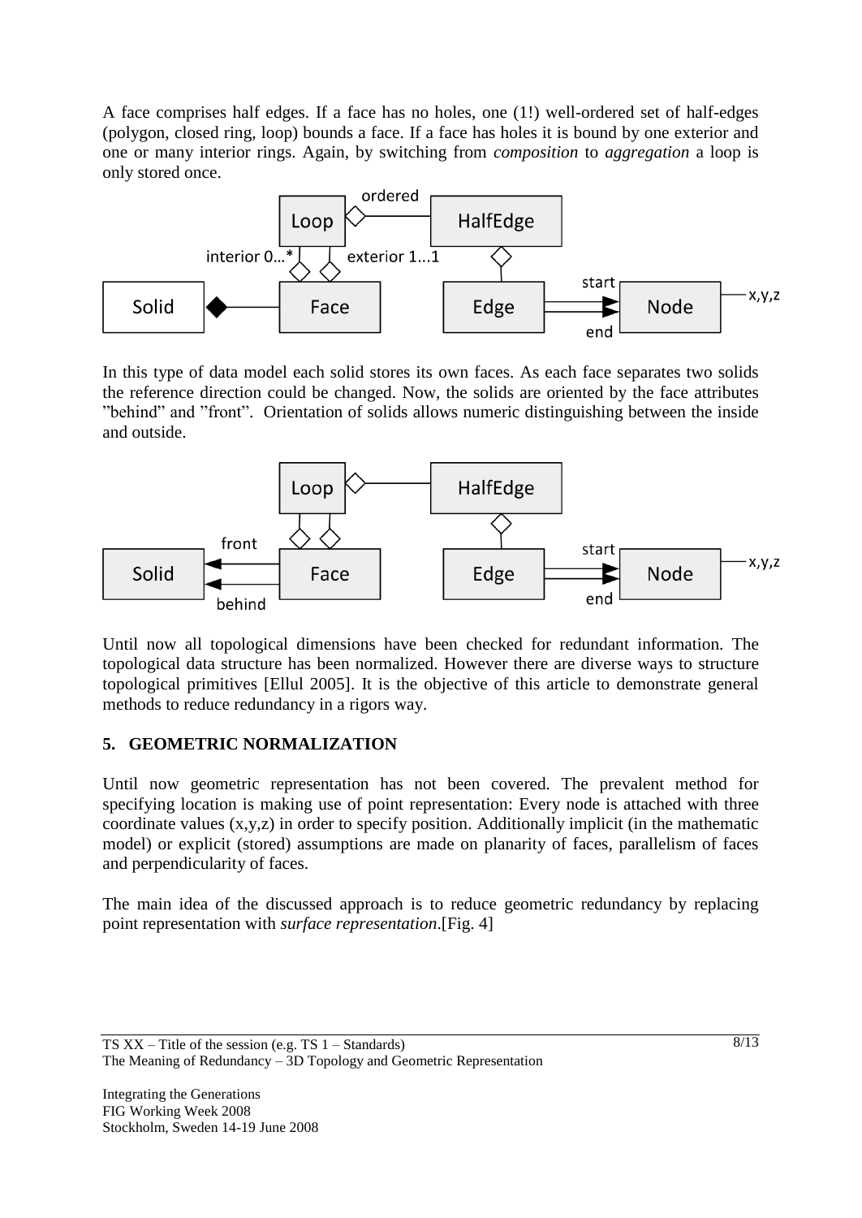A face comprises half edges. If a face has no holes, one (1!) well-ordered set of half-edges (polygon, closed ring, loop) bounds a face. If a face has holes it is bound by one exterior and one or many interior rings. Again, by switching from *composition* to *aggregation* a loop is only stored once.

In this type of data model each solid stores its own faces. As each face separates two solids the reference direction could be changed. Now, the solids are oriented by the face attributes "behind" and "front". Orientation of solids allows numeric distinguishing between the inside and outside.

Until now all topological dimensions have been checked for redundant information. The topological data structure has been normalized. However there are diverse ways to structure topological primitives [Ellul 2005]. It is the objective of this article to demonstrate general methods to reduce redundancy in a rigors way.

## 5. GEOMETRIC NORMALIZATION

Until now geometric representation has not been covered. The prevalent method for specifying location is making use of point representation: Every node is attached with three coordinate values (x,y,z) in order to specify position. Additionally implicit (in the mathematic model) or explicit (stored) assumptions are made on planarity of faces, parallelism of faces and perpendicularity of faces.

The main idea of the discussed approach is to reduce geometric redundancy by replacing point representation with *surface representation*.[Fig. 4]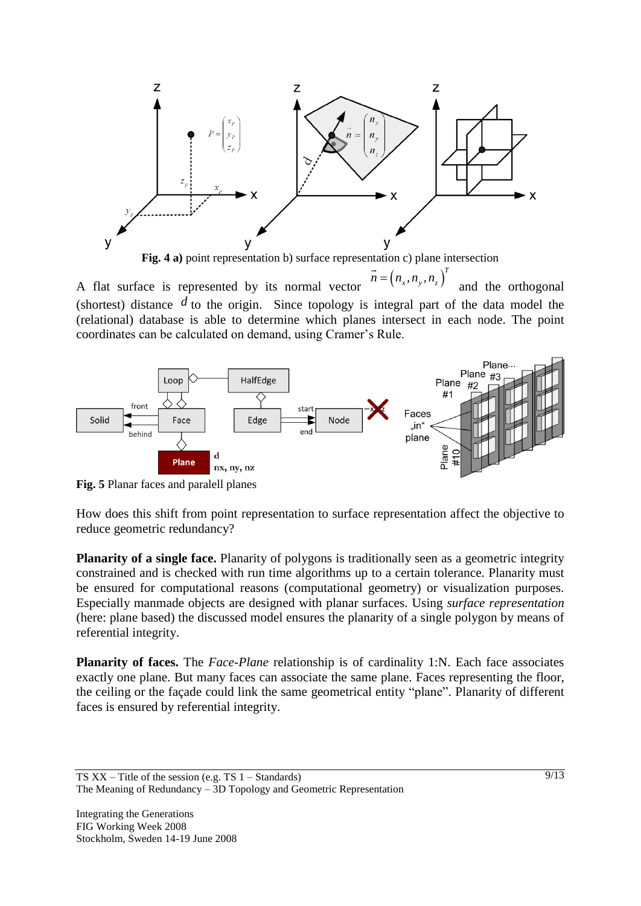**Fig. 4 a)** point representation b) surface representation c) plane intersection

A flat surface is represented by its normal vector $\vec{n} = (n_x, n_y, n_z)^T$ and the orthogonal (shortest) distance $d$ to the origin. Since topology is integral part of the data model the (relational) database is able to determine which planes intersect in each node. The point coordinates can be calculated on demand, using Cramer's Rule.

**Fig. 5** Planar faces and paralell planes

How does this shift from point representation to surface representation affect the objective to reduce geometric redundancy?

**Planarity of a single face.** Planarity of polygons is traditionally seen as a geometric integrity constrained and is checked with run time algorithms up to a certain tolerance. Planarity must be ensured for computational reasons (computational geometry) or visualization purposes. Especially manmade objects are designed with planar surfaces. Using *surface representation* (here: plane based) the discussed model ensures the planarity of a single polygon by means of referential integrity.

**Planarity of faces.** The *Face-Plane* relationship is of cardinality 1:N. Each face associates exactly one plane. But many faces can associate the same plane. Faces representing the floor, the ceiling or the façade could link the same geometrical entity "plane". Planarity of different faces is ensured by referential integrity.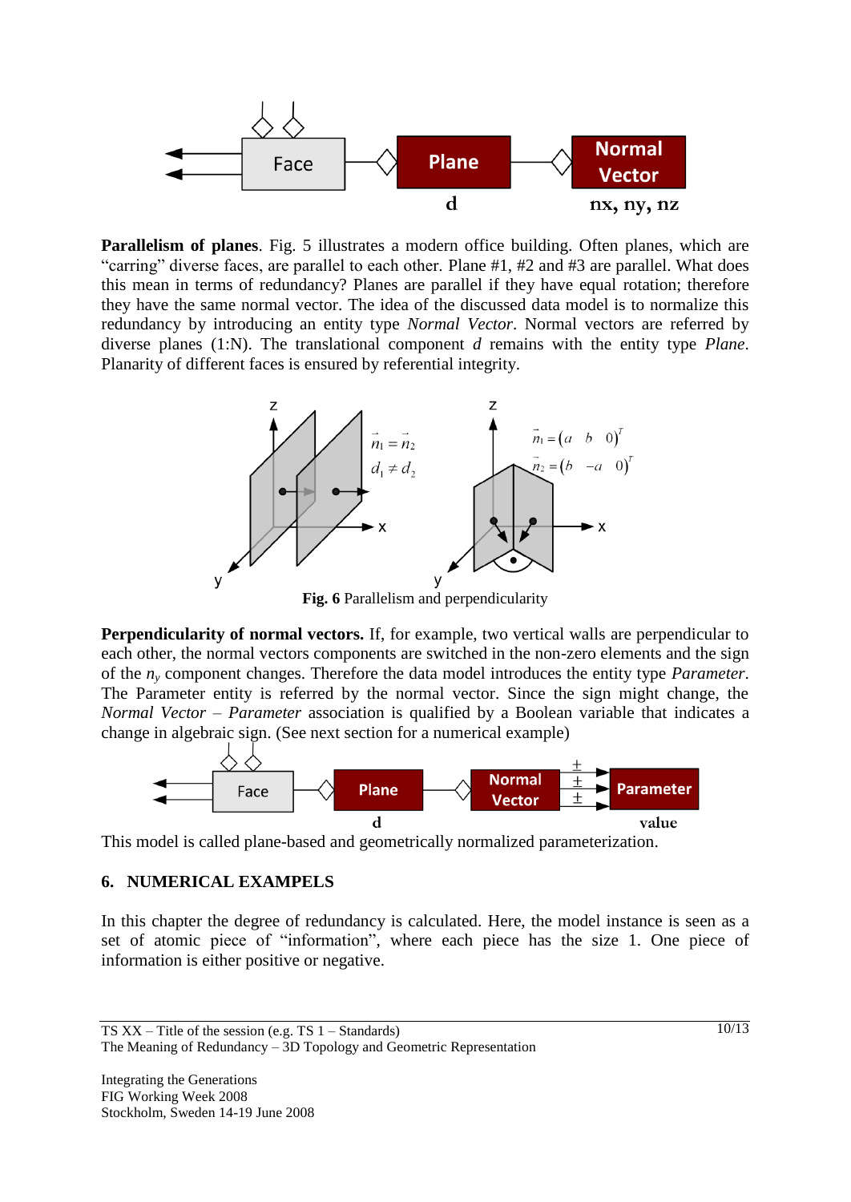**Parallelism of planes**. Fig. 5 illustrates a modern office building. Often planes, which are "carring" diverse faces, are parallel to each other. Plane #1, #2 and #3 are parallel. What does this mean in terms of redundancy? Planes are parallel if they have equal rotation; therefore they have the same normal vector. The idea of the discussed data model is to normalize this redundancy by introducing an entity type *Normal Vector*. Normal vectors are referred by diverse planes (1:N). The translational component *d* remains with the entity type *Plane*. Planarity of different faces is ensured by referential integrity.

**Fig. 6** Parallelism and perpendicularity

**Perpendicularity of normal vectors.** If, for example, two vertical walls are perpendicular to each other, the normal vectors components are switched in the non-zero elements and the sign of the $n_y$ component changes. Therefore the data model introduces the entity type *Parameter*. The Parameter entity is referred by the normal vector. Since the sign might change, the *Normal Vector* – *Parameter* association is qualified by a Boolean variable that indicates a change in algebraic sign. (See next section for a numerical example)

This model is called plane-based and geometrically normalized parameterization.

## 6. NUMERICAL EXAMPELS

In this chapter the degree of redundancy is calculated. Here, the model instance is seen as a set of atomic piece of "information", where each piece has the size 1. One piece of information is either positive or negative.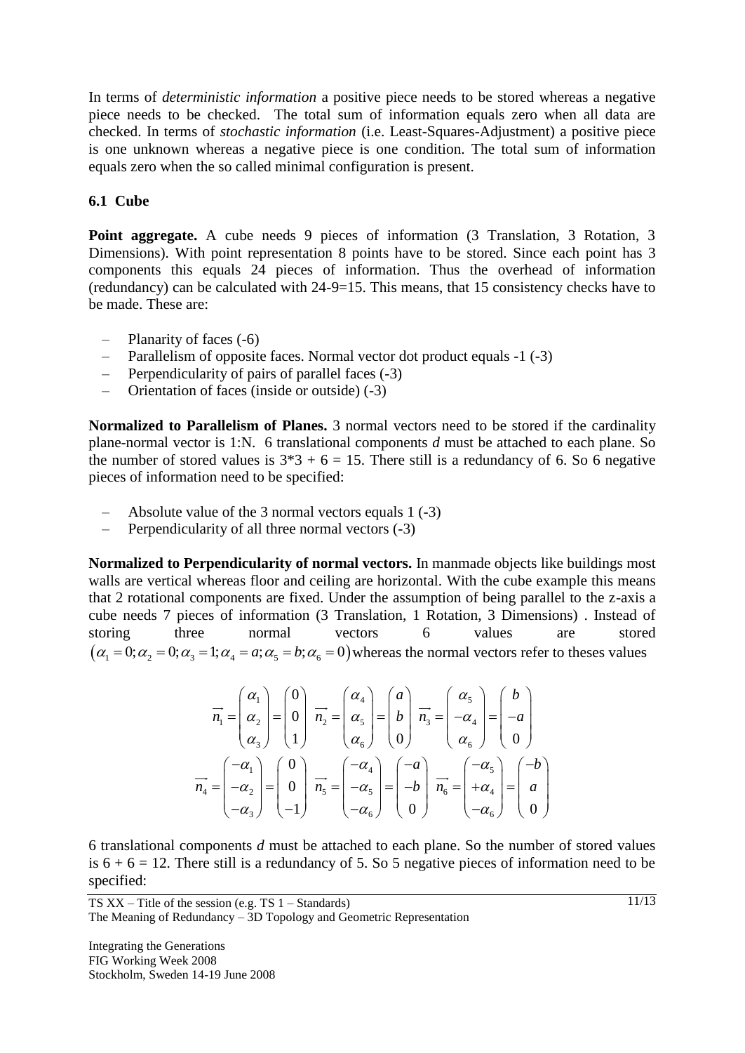In terms of *deterministic information* a positive piece needs to be stored whereas a negative piece needs to be checked. The total sum of information equals zero when all data are checked. In terms of *stochastic information* (i.e. Least-Squares-Adjustment) a positive piece is one unknown whereas a negative piece is one condition. The total sum of information equals zero when the so called minimal configuration is present.

### 6.1 Cube

**Point aggregate.** A cube needs 9 pieces of information (3 Translation, 3 Rotation, 3 Dimensions). With point representation 8 points have to be stored. Since each point has 3 components this equals 24 pieces of information. Thus the overhead of information (redundancy) can be calculated with 24-9=15. This means, that 15 consistency checks have to be made. These are:

- Planarity of faces (-6)
- Parallelism of opposite faces. Normal vector dot product equals -1 (-3)
- Perpendicularity of pairs of parallel faces (-3)
- Orientation of faces (inside or outside) (-3)

**Normalized to Parallelism of Planes.** 3 normal vectors need to be stored if the cardinality plane-normal vector is 1:N. 6 translational components *d* must be attached to each plane. So the number of stored values is 3*3 + 6 = 15. There still is a redundancy of 6. So 6 negative pieces of information need to be specified:

- Absolute value of the 3 normal vectors equals 1 (-3)
- Perpendicularity of all three normal vectors (-3)

**Normalized to Perpendicularity of normal vectors.** In manmade objects like buildings most walls are vertical whereas floor and ceiling are horizontal. With the cube example this means that 2 rotational components are fixed. Under the assumption of being parallel to the z-axis a cube needs 7 pieces of information (3 Translation, 1 Rotation, 3 Dimensions) . Instead of storing three normal vectors 6 values are stored $(\alpha_1 = 0; \alpha_2 = 0; \alpha_3 = 1; \alpha_4 = a; \alpha_5 = b; \alpha_6 = 0)$ whereas the normal vectors refer to theses values

$$
\vec{n_1} = \begin{pmatrix} \alpha_1 \\ \alpha_2 \\ \alpha_3 \end{pmatrix} = \begin{pmatrix} 0 \\ 0 \\ 1 \end{pmatrix} \quad \vec{n_2} = \begin{pmatrix} \alpha_4 \\ \alpha_5 \\ \alpha_6 \end{pmatrix} = \begin{pmatrix} a \\ b \\ 0 \end{pmatrix} \quad \vec{n_3} = \begin{pmatrix} \alpha_5 \\ -\alpha_4 \\ \alpha_6 \end{pmatrix} = \begin{pmatrix} b \\ -a \\ 0 \end{pmatrix}
$$

$$
\vec{n_4} = \begin{pmatrix} -\alpha_1 \\ -\alpha_2 \\ -\alpha_3 \end{pmatrix} = \begin{pmatrix} 0 \\ 0 \\ -1 \end{pmatrix} \quad \vec{n_5} = \begin{pmatrix} -\alpha_4 \\ -\alpha_5 \\ -\alpha_6 \end{pmatrix} = \begin{pmatrix} -a \\ -b \\ 0 \end{pmatrix} \quad \vec{n_6} = \begin{pmatrix} -\alpha_5 \\ +\alpha_4 \\ -\alpha_6 \end{pmatrix} = \begin{pmatrix} -b \\ a \\ 0 \end{pmatrix}
$$

6 translational components *d* must be attached to each plane. So the number of stored values is 6 + 6 = 12. There still is a redundancy of 5. So 5 negative pieces of information need to be specified: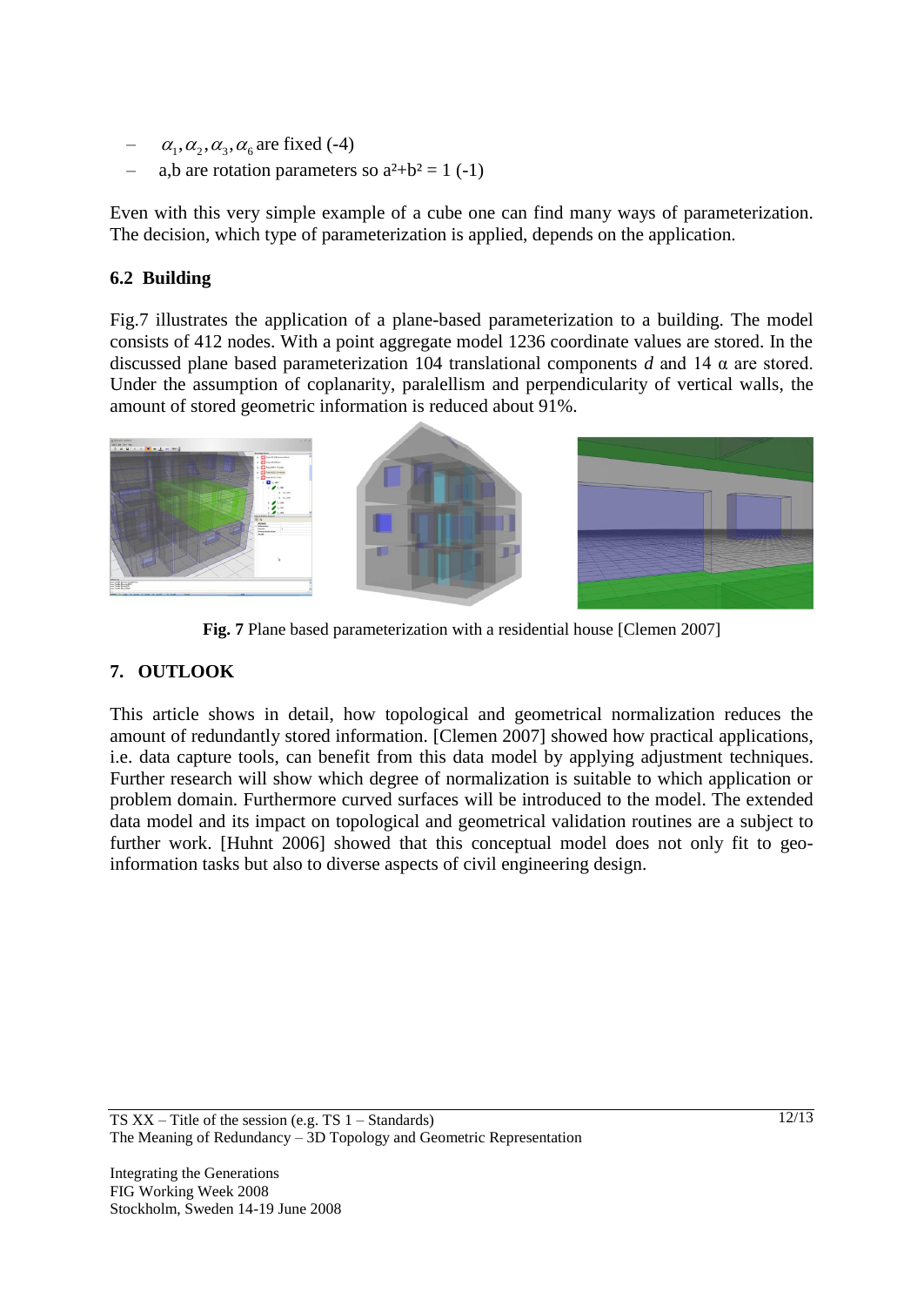- $\alpha_1, \alpha_2, \alpha_3, \alpha_6$ are fixed (-4)
- a,b are rotation parameters so $a^2+b^2 = 1$ (-1)

Even with this very simple example of a cube one can find many ways of parameterization. The decision, which type of parameterization is applied, depends on the application.

### 6.2 Building

Fig.7 illustrates the application of a plane-based parameterization to a building. The model consists of 412 nodes. With a point aggregate model 1236 coordinate values are stored. In the discussed plane based parameterization 104 translational components *d* and 14 α are stored. Under the assumption of coplanarity, paralellism and perpendicularity of vertical walls, the amount of stored geometric information is reduced about 91%.

**Fig. 7** Plane based parameterization with a residential house [Clemen 2007]

## 7. OUTLOOK

This article shows in detail, how topological and geometrical normalization reduces the amount of redundantly stored information. [Clemen 2007] showed how practical applications, i.e. data capture tools, can benefit from this data model by applying adjustment techniques. Further research will show which degree of normalization is suitable to which application or problem domain. Furthermore curved surfaces will be introduced to the model. The extended data model and its impact on topological and geometrical validation routines are a subject to further work. [Huhnt 2006] showed that this conceptual model does not only fit to geo-information tasks but also to diverse aspects of civil engineering design.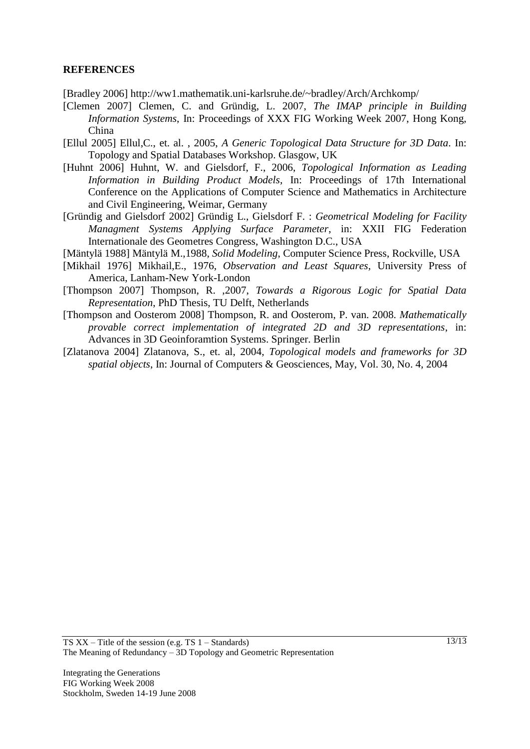**REFERENCES**

[Bradley 2006] http://ww1.mathematik.uni-karlsruhe.de/~bradley/Arch/Archkomp/

[Clemen 2007] Clemen, C. and Gründig, L. 2007, *The IMAP principle in Building Information Systems*, In: Proceedings of XXX FIG Working Week 2007, Hong Kong, China

[Ellul 2005] Ellul,C., et. al. , 2005, *A Generic Topological Data Structure for 3D Data*. In: Topology and Spatial Databases Workshop. Glasgow, UK

[Huhnt 2006] Huhnt, W. and Gielsdorf, F., 2006, *Topological Information as Leading Information in Building Product Models*, In: Proceedings of 17th International Conference on the Applications of Computer Science and Mathematics in Architecture and Civil Engineering, Weimar, Germany

[Gründig and Gielsdorf 2002] Gründig L., Gielsdorf F. : *Geometrical Modeling for Facility Managment Systems Applying Surface Parameter*, in: XXII FIG Federation Internationale des Geometres Congress, Washington D.C., USA

[Mäntylä 1988] Mäntylä M.,1988, *Solid Modeling*, Computer Science Press, Rockville, USA

[Mikhail 1976] Mikhail,E., 1976, *Observation and Least Squares*, University Press of America, Lanham-New York-London

[Thompson 2007] Thompson, R. ,2007, *Towards a Rigorous Logic for Spatial Data Representation*, PhD Thesis, TU Delft, Netherlands

[Thompson and Oosterom 2008] Thompson, R. and Oosterom, P. van. 2008. *Mathematically provable correct implementation of integrated 2D and 3D representations*, in: Advances in 3D Geoinforamtion Systems. Springer. Berlin

[Zlatanova 2004] Zlatanova, S., et. al, 2004, *Topological models and frameworks for 3D spatial objects*, In: Journal of Computers & Geosciences, May, Vol. 30, No. 4, 2004